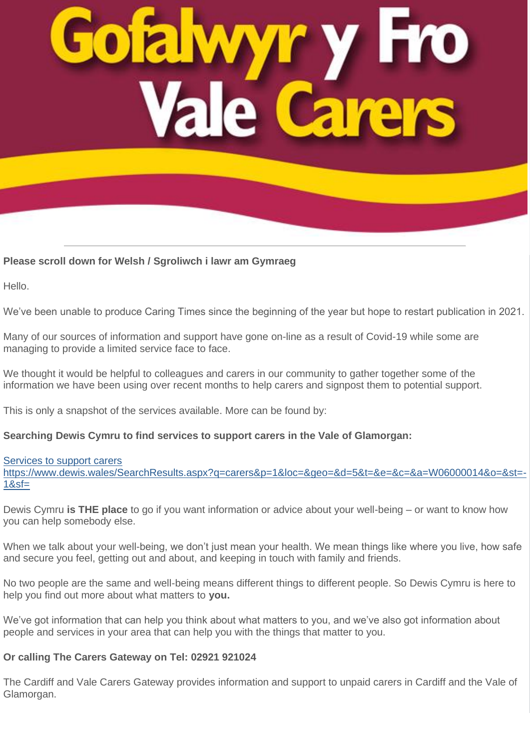# Gofalwyr y Fro
# Vale Carers

---

**Please scroll down for Welsh / Sgroliwch i lawr am Gymraeg**

Hello.

We've been unable to produce Caring Times since the beginning of the year but hope to restart publication in 2021.

Many of our sources of information and support have gone on-line as a result of Covid-19 while some are managing to provide a limited service face to face.

We thought it would be helpful to colleagues and carers in our community to gather together some of the information we have been using over recent months to help carers and signpost them to potential support.

This is only a snapshot of the services available. More can be found by:

**Searching Dewis Cymru to find services to support carers in the Vale of Glamorgan:**

[Services to support carers](https://www.dewis.wales/SearchResults.aspx?q=carers&p=1&loc=&geo=&d=5&t=&e=&c=&a=W06000014&o=&st=-1&sf=)
https://www.dewis.wales/SearchResults.aspx?q=carers&p=1&loc=&geo=&d=5&t=&e=&c=&a=W06000014&o=&st=-1&sf=

Dewis Cymru **is THE place** to go if you want information or advice about your well-being – or want to know how you can help somebody else.

When we talk about your well-being, we don't just mean your health. We mean things like where you live, how safe and secure you feel, getting out and about, and keeping in touch with family and friends.

No two people are the same and well-being means different things to different people. So Dewis Cymru is here to help you find out more about what matters to **you.**

We've got information that can help you think about what matters to you, and we've also got information about people and services in your area that can help you with the things that matter to you.

**Or calling The Carers Gateway on Tel: 02921 921024**

The Cardiff and Vale Carers Gateway provides information and support to unpaid carers in Cardiff and the Vale of Glamorgan.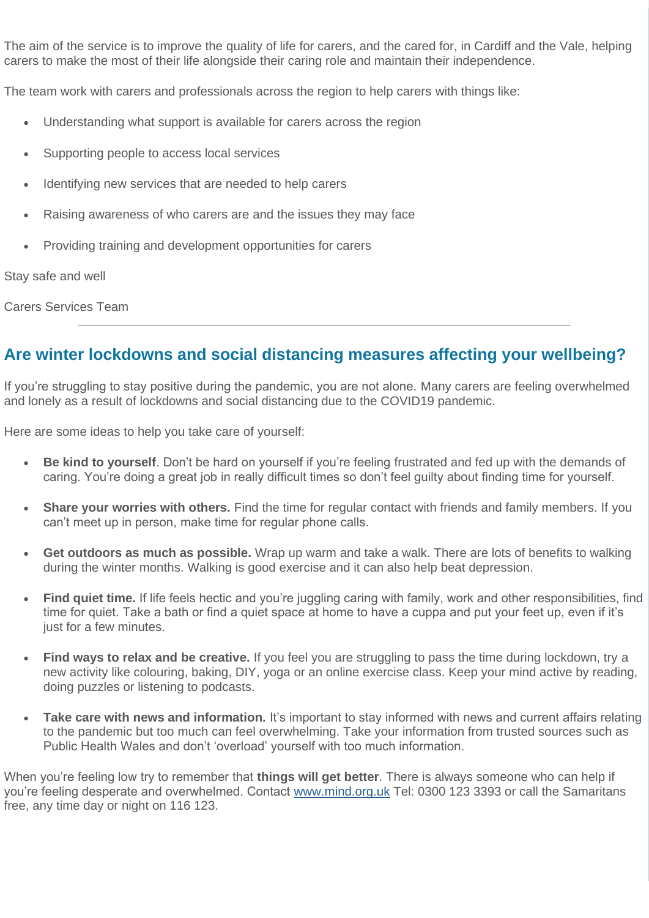The aim of the service is to improve the quality of life for carers, and the cared for, in Cardiff and the Vale, helping carers to make the most of their life alongside their caring role and maintain their independence.

The team work with carers and professionals across the region to help carers with things like:

- Understanding what support is available for carers across the region
- Supporting people to access local services
- Identifying new services that are needed to help carers
- Raising awareness of who carers are and the issues they may face
- Providing training and development opportunities for carers

Stay safe and well

Carers Services Team

---

## Are winter lockdowns and social distancing measures affecting your wellbeing?

If you're struggling to stay positive during the pandemic, you are not alone. Many carers are feeling overwhelmed and lonely as a result of lockdowns and social distancing due to the COVID19 pandemic.

Here are some ideas to help you take care of yourself:

- **Be kind to yourself**. Don't be hard on yourself if you're feeling frustrated and fed up with the demands of caring. You're doing a great job in really difficult times so don't feel guilty about finding time for yourself.
- **Share your worries with others.** Find the time for regular contact with friends and family members. If you can't meet up in person, make time for regular phone calls.
- **Get outdoors as much as possible.** Wrap up warm and take a walk. There are lots of benefits to walking during the winter months. Walking is good exercise and it can also help beat depression.
- **Find quiet time.** If life feels hectic and you're juggling caring with family, work and other responsibilities, find time for quiet. Take a bath or find a quiet space at home to have a cuppa and put your feet up, even if it's just for a few minutes.
- **Find ways to relax and be creative.** If you feel you are struggling to pass the time during lockdown, try a new activity like colouring, baking, DIY, yoga or an online exercise class. Keep your mind active by reading, doing puzzles or listening to podcasts.
- **Take care with news and information.** It's important to stay informed with news and current affairs relating to the pandemic but too much can feel overwhelming. Take your information from trusted sources such as Public Health Wales and don't 'overload' yourself with too much information.

When you're feeling low try to remember that **things will get better**. There is always someone who can help if you're feeling desperate and overwhelmed. Contact [www.mind.org.uk](http://www.mind.org.uk) Tel: 0300 123 3393 or call the Samaritans free, any time day or night on 116 123.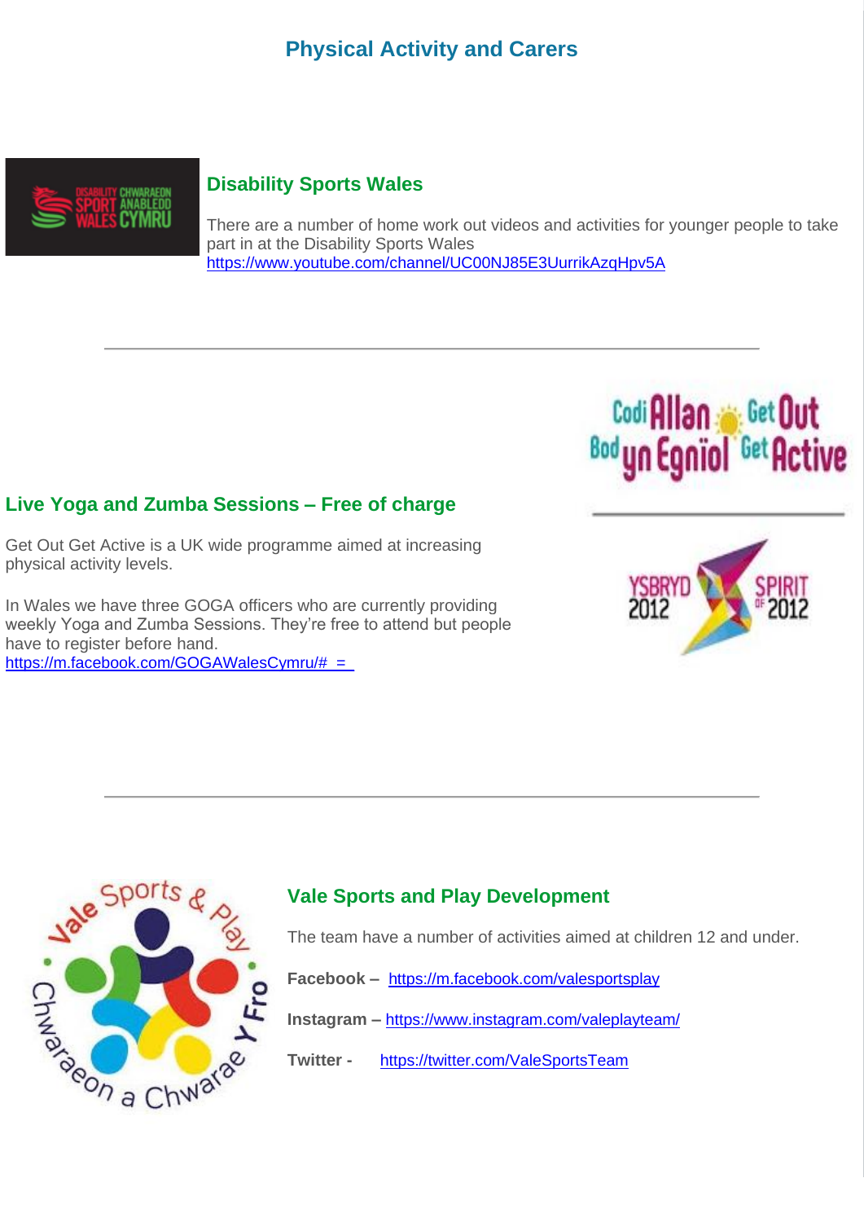# Physical Activity and Carers

## Disability Sports Wales

There are a number of home work out videos and activities for younger people to take part in at the Disability Sports Wales https://www.youtube.com/channel/UC00NJ85E3UurrikAzqHpv5A

---

## Live Yoga and Zumba Sessions – Free of charge

Get Out Get Active is a UK wide programme aimed at increasing physical activity levels.

In Wales we have three GOGA officers who are currently providing weekly Yoga and Zumba Sessions. They're free to attend but people have to register before hand.
https://m.facebook.com/GOGAWalesCymru/#_=_

---

## Vale Sports and Play Development

The team have a number of activities aimed at children 12 and under.

**Facebook –** https://m.facebook.com/valesportsplay

**Instagram –** https://www.instagram.com/valeplayteam/

**Twitter -** https://twitter.com/ValeSportsTeam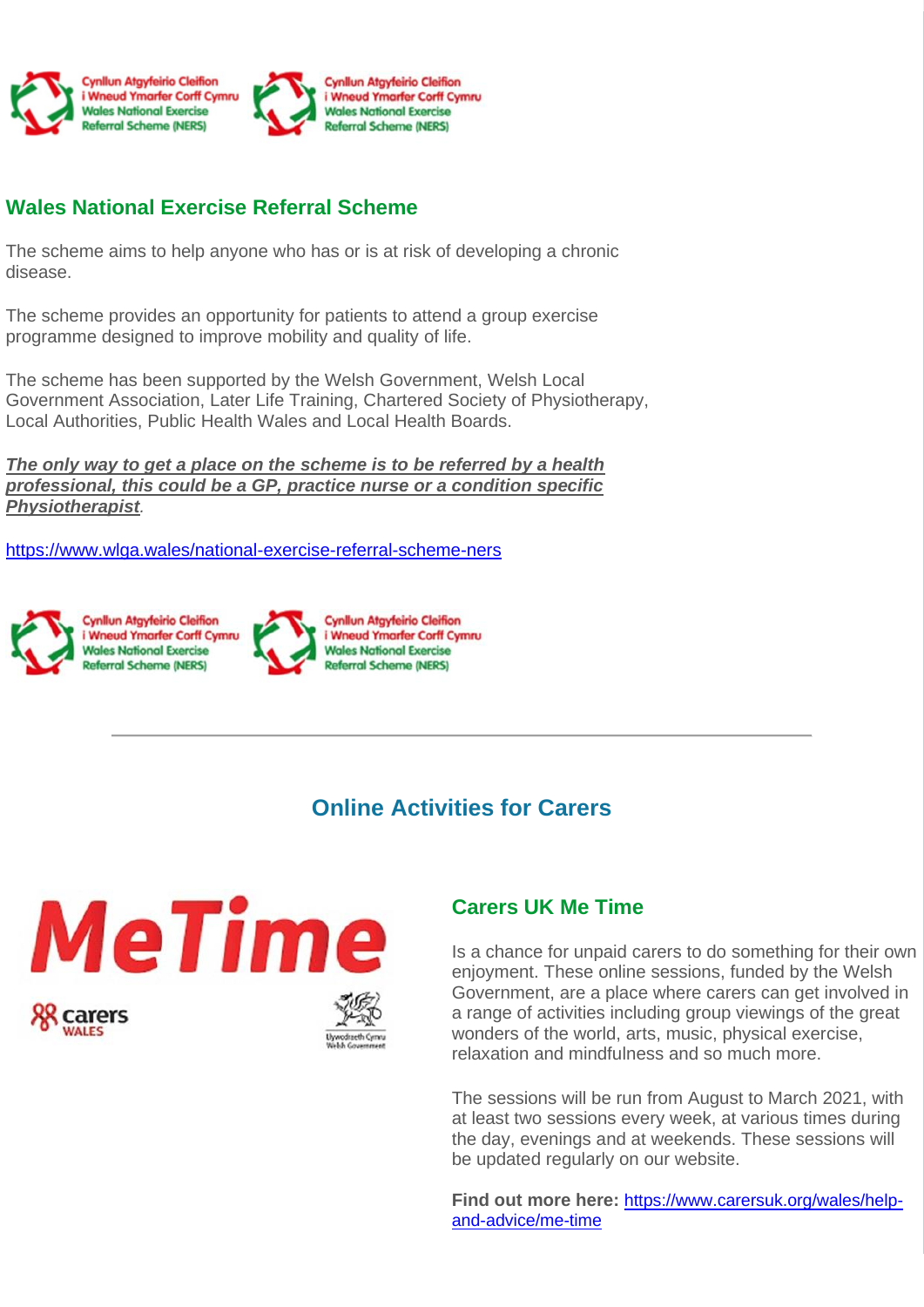## Wales National Exercise Referral Scheme

The scheme aims to help anyone who has or is at risk of developing a chronic disease.

The scheme provides an opportunity for patients to attend a group exercise programme designed to improve mobility and quality of life.

The scheme has been supported by the Welsh Government, Welsh Local Government Association, Later Life Training, Chartered Society of Physiotherapy, Local Authorities, Public Health Wales and Local Health Boards.

***The only way to get a place on the scheme is to be referred by a health professional, this could be a GP, practice nurse or a condition specific Physiotherapist.***

https://www.wlga.wales/national-exercise-referral-scheme-ners

---

## Online Activities for Carers

### Carers UK Me Time

Is a chance for unpaid carers to do something for their own enjoyment. These online sessions, funded by the Welsh Government, are a place where carers can get involved in a range of activities including group viewings of the great wonders of the world, arts, music, physical exercise, relaxation and mindfulness and so much more.

The sessions will be run from August to March 2021, with at least two sessions every week, at various times during the day, evenings and at weekends. These sessions will be updated regularly on our website.

**Find out more here:** https://www.carersuk.org/wales/help-and-advice/me-time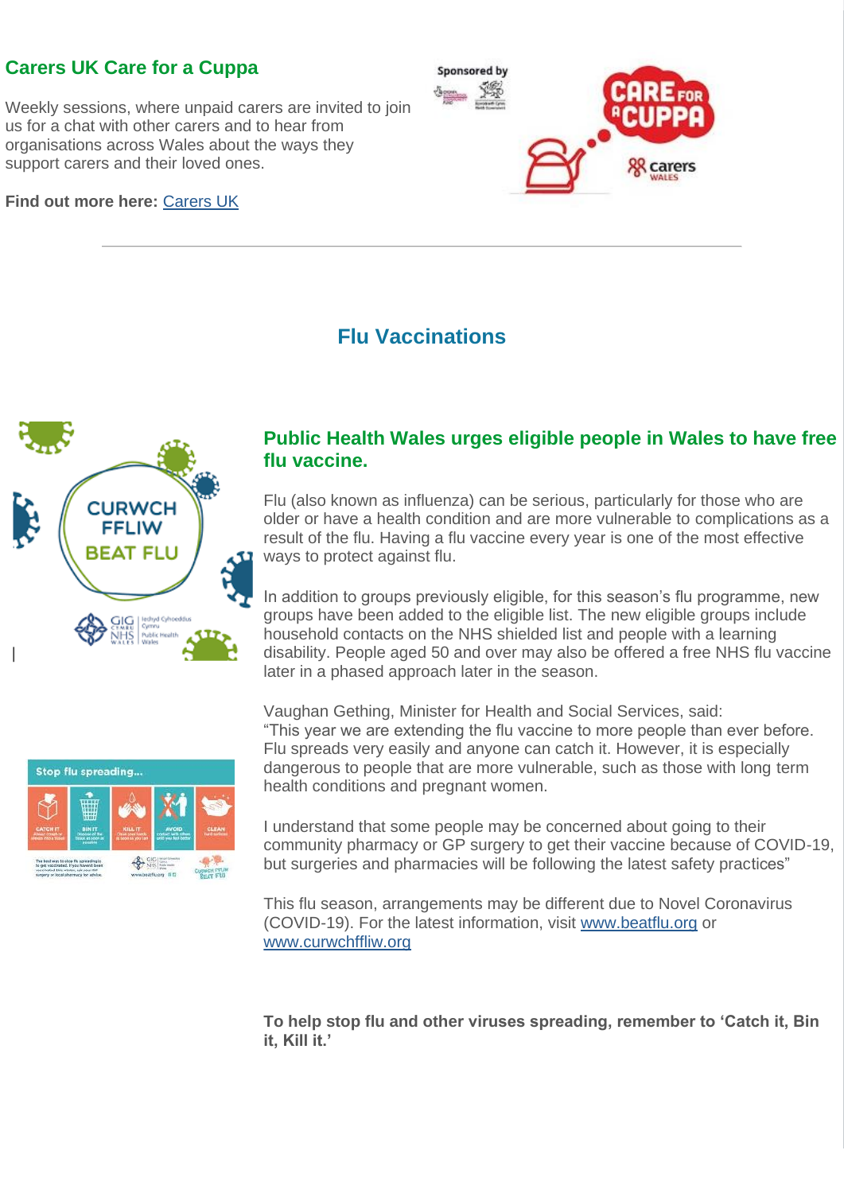## Carers UK Care for a Cuppa

Weekly sessions, where unpaid carers are invited to join us for a chat with other carers and to hear from organisations across Wales about the ways they support carers and their loved ones.

**Find out more here:** Carers UK

---

## Flu Vaccinations

### Public Health Wales urges eligible people in Wales to have free flu vaccine.

Flu (also known as influenza) can be serious, particularly for those who are older or have a health condition and are more vulnerable to complications as a result of the flu. Having a flu vaccine every year is one of the most effective ways to protect against flu.

In addition to groups previously eligible, for this season's flu programme, new groups have been added to the eligible list. The new eligible groups include household contacts on the NHS shielded list and people with a learning disability. People aged 50 and over may also be offered a free NHS flu vaccine later in a phased approach later in the season.

Vaughan Gething, Minister for Health and Social Services, said:
"This year we are extending the flu vaccine to more people than ever before. Flu spreads very easily and anyone can catch it. However, it is especially dangerous to people that are more vulnerable, such as those with long term health conditions and pregnant women.

I understand that some people may be concerned about going to their community pharmacy or GP surgery to get their vaccine because of COVID-19, but surgeries and pharmacies will be following the latest safety practices"

This flu season, arrangements may be different due to Novel Coronavirus (COVID-19). For the latest information, visit www.beatflu.org or www.curwchffliw.org

**To help stop flu and other viruses spreading, remember to 'Catch it, Bin it, Kill it.'**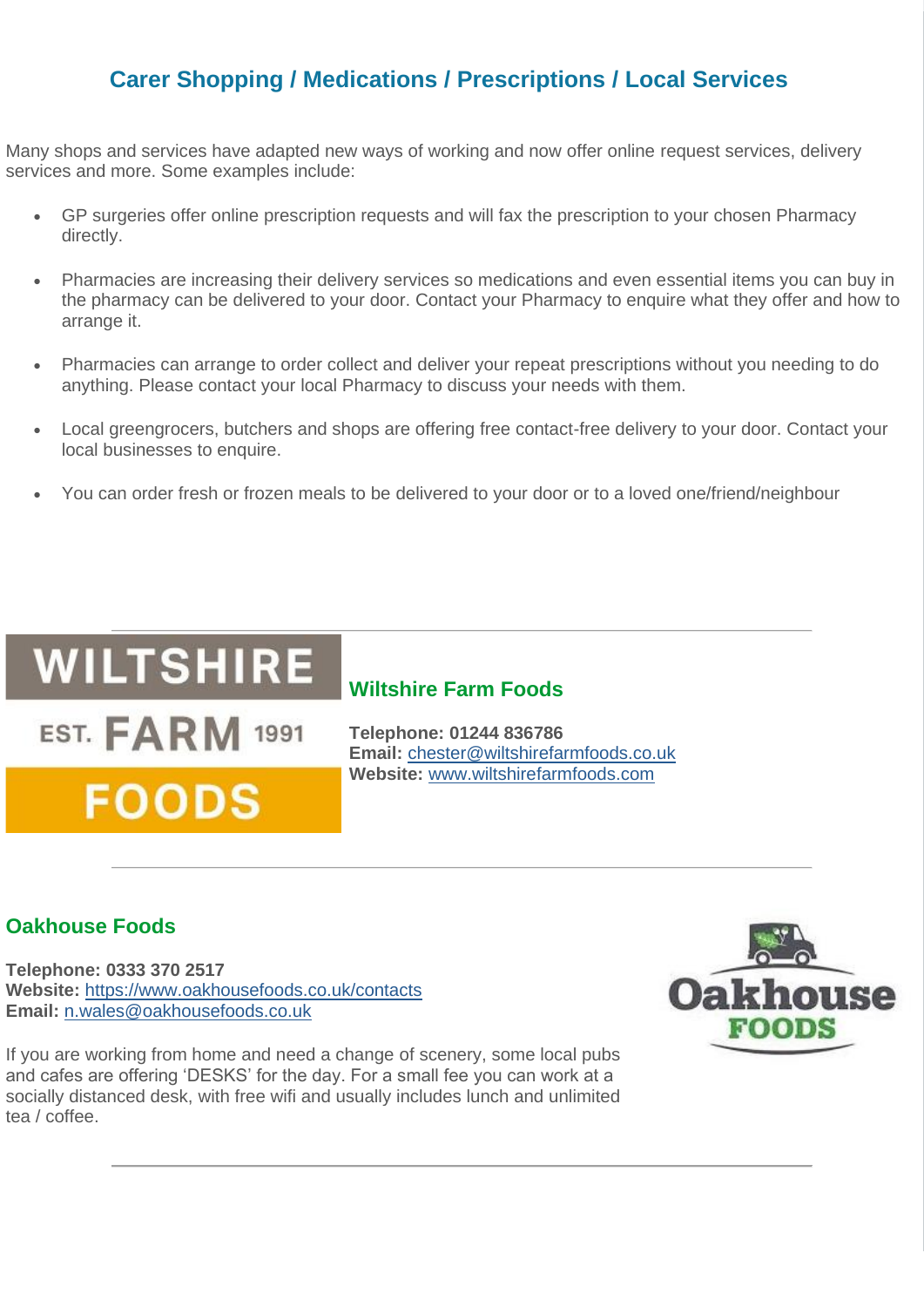## Carer Shopping / Medications / Prescriptions / Local Services

Many shops and services have adapted new ways of working and now offer online request services, delivery services and more. Some examples include:

- GP surgeries offer online prescription requests and will fax the prescription to your chosen Pharmacy directly.
- Pharmacies are increasing their delivery services so medications and even essential items you can buy in the pharmacy can be delivered to your door. Contact your Pharmacy to enquire what they offer and how to arrange it.
- Pharmacies can arrange to order collect and deliver your repeat prescriptions without you needing to do anything. Please contact your local Pharmacy to discuss your needs with them.
- Local greengrocers, butchers and shops are offering free contact-free delivery to your door. Contact your local businesses to enquire.
- You can order fresh or frozen meals to be delivered to your door or to a loved one/friend/neighbour

---

### Wiltshire Farm Foods

**Telephone: 01244 836786**
**Email:** chester@wiltshirefarmfoods.co.uk
**Website:** www.wiltshirefarmfoods.com

---

### Oakhouse Foods

**Telephone: 0333 370 2517**
**Website:** https://www.oakhousefoods.co.uk/contacts
**Email:** n.wales@oakhousefoods.co.uk

If you are working from home and need a change of scenery, some local pubs and cafes are offering 'DESKS' for the day. For a small fee you can work at a socially distanced desk, with free wifi and usually includes lunch and unlimited tea / coffee.

---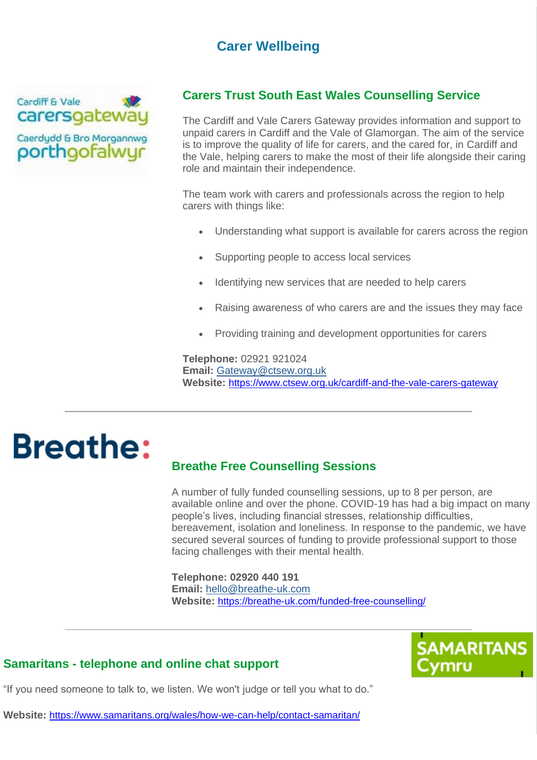# Carer Wellbeing

## Carers Trust South East Wales Counselling Service

The Cardiff and Vale Carers Gateway provides information and support to unpaid carers in Cardiff and the Vale of Glamorgan. The aim of the service is to improve the quality of life for carers, and the cared for, in Cardiff and the Vale, helping carers to make the most of their life alongside their caring role and maintain their independence.

The team work with carers and professionals across the region to help carers with things like:

- Understanding what support is available for carers across the region
- Supporting people to access local services
- Identifying new services that are needed to help carers
- Raising awareness of who carers are and the issues they may face
- Providing training and development opportunities for carers

**Telephone:** 02921 921024
**Email:** Gateway@ctsew.org.uk
**Website:** https://www.ctsew.org.uk/cardiff-and-the-vale-carers-gateway

---

## Breathe Free Counselling Sessions

A number of fully funded counselling sessions, up to 8 per person, are available online and over the phone. COVID-19 has had a big impact on many people's lives, including financial stresses, relationship difficulties, bereavement, isolation and loneliness. In response to the pandemic, we have secured several sources of funding to provide professional support to those facing challenges with their mental health.

**Telephone: 02920 440 191**
**Email:** hello@breathe-uk.com
**Website:** https://breathe-uk.com/funded-free-counselling/

---

## Samaritans - telephone and online chat support

"If you need someone to talk to, we listen. We won't judge or tell you what to do."

**Website:** https://www.samaritans.org/wales/how-we-can-help/contact-samaritan/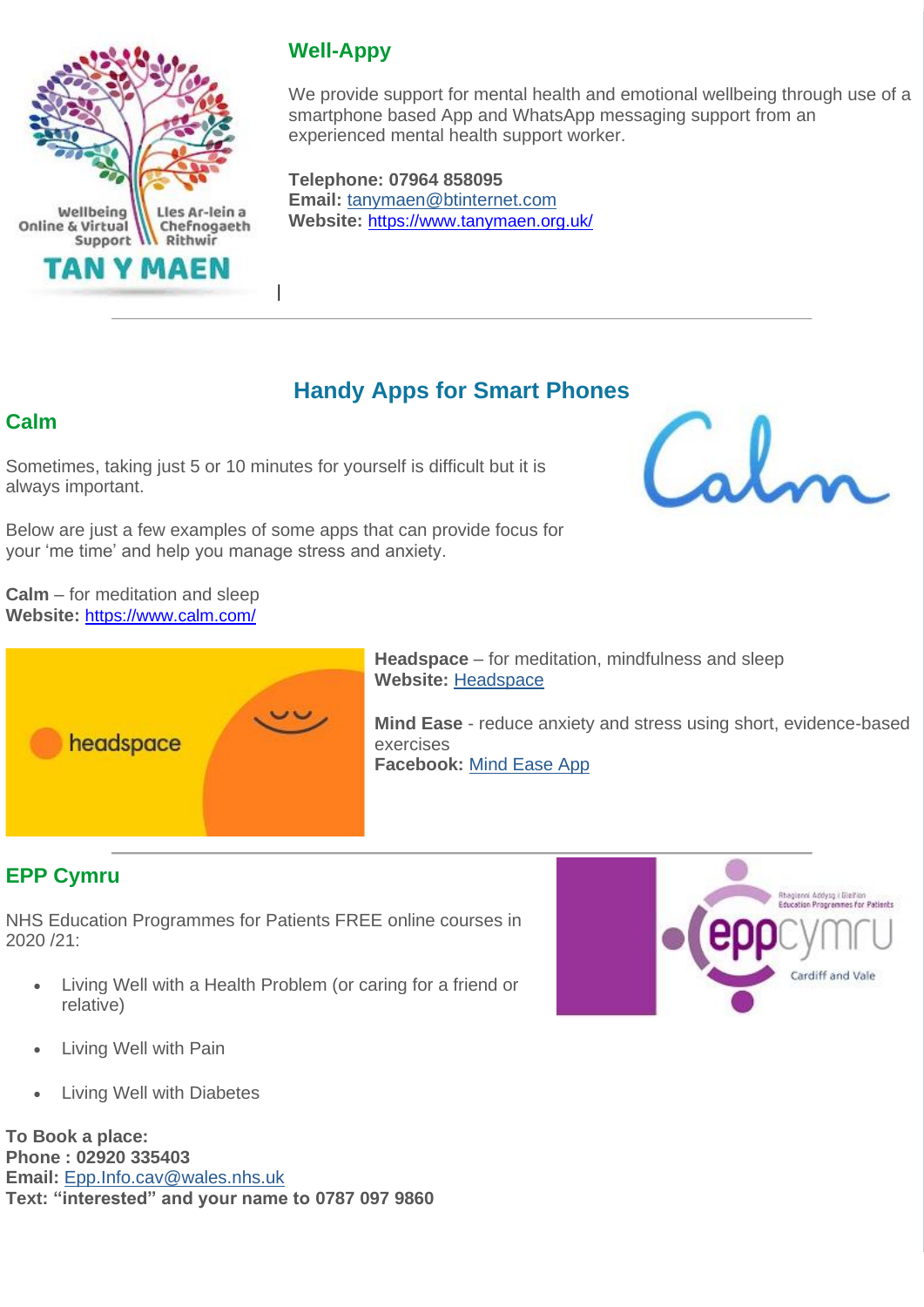## Well-Appy

We provide support for mental health and emotional wellbeing through use of a smartphone based App and WhatsApp messaging support from an experienced mental health support worker.

**Telephone: 07964 858095**
**Email:** tanymaen@btinternet.com
**Website:** https://www.tanymaen.org.uk/

---

## Handy Apps for Smart Phones

### Calm

Sometimes, taking just 5 or 10 minutes for yourself is difficult but it is always important.

Below are just a few examples of some apps that can provide focus for your 'me time' and help you manage stress and anxiety.

**Calm** – for meditation and sleep
**Website:** https://www.calm.com/

**Headspace** – for meditation, mindfulness and sleep
**Website:** Headspace

**Mind Ease** - reduce anxiety and stress using short, evidence-based exercises
**Facebook:** Mind Ease App

---

### EPP Cymru

NHS Education Programmes for Patients FREE online courses in 2020 /21:

- Living Well with a Health Problem (or caring for a friend or relative)
- Living Well with Pain
- Living Well with Diabetes

**To Book a place:**
**Phone : 02920 335403**
**Email:** Epp.Info.cav@wales.nhs.uk
**Text: "interested" and your name to 0787 097 9860**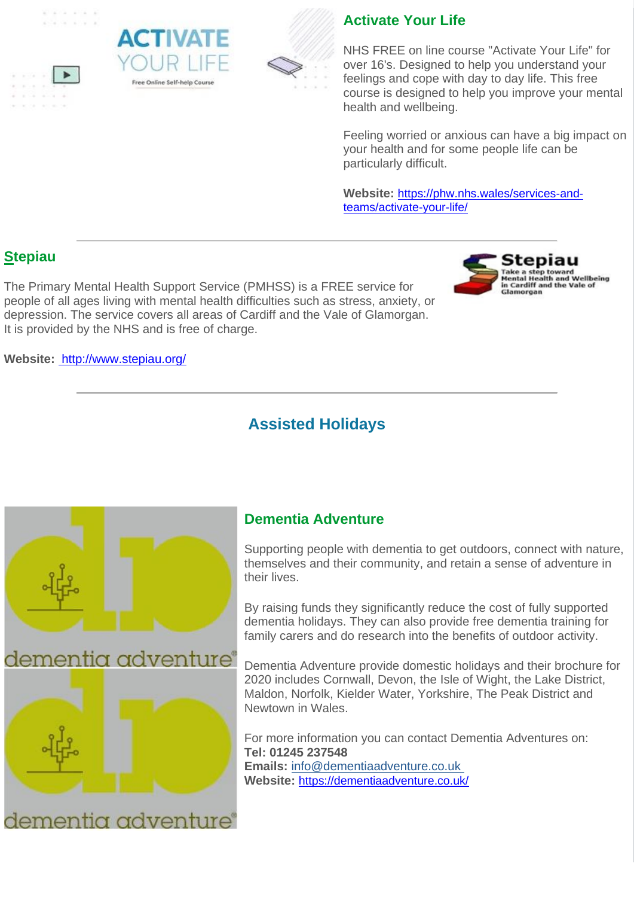## Activate Your Life

NHS FREE on line course "Activate Your Life" for over 16's. Designed to help you understand your feelings and cope with day to day life. This free course is designed to help you improve your mental health and wellbeing.

Feeling worried or anxious can have a big impact on your health and for some people life can be particularly difficult.

**Website:** https://phw.nhs.wales/services-and-teams/activate-your-life/

---

## Stepiau

The Primary Mental Health Support Service (PMHSS) is a FREE service for people of all ages living with mental health difficulties such as stress, anxiety, or depression. The service covers all areas of Cardiff and the Vale of Glamorgan. It is provided by the NHS and is free of charge.

**Website:** http://www.stepiau.org/

---

# Assisted Holidays

## Dementia Adventure

Supporting people with dementia to get outdoors, connect with nature, themselves and their community, and retain a sense of adventure in their lives.

By raising funds they significantly reduce the cost of fully supported dementia holidays. They can also provide free dementia training for family carers and do research into the benefits of outdoor activity.

Dementia Adventure provide domestic holidays and their brochure for 2020 includes Cornwall, Devon, the Isle of Wight, the Lake District, Maldon, Norfolk, Kielder Water, Yorkshire, The Peak District and Newtown in Wales.

For more information you can contact Dementia Adventures on:
**Tel: 01245 237548**
**Emails:** info@dementiaadventure.co.uk
**Website:** https://dementiaadventure.co.uk/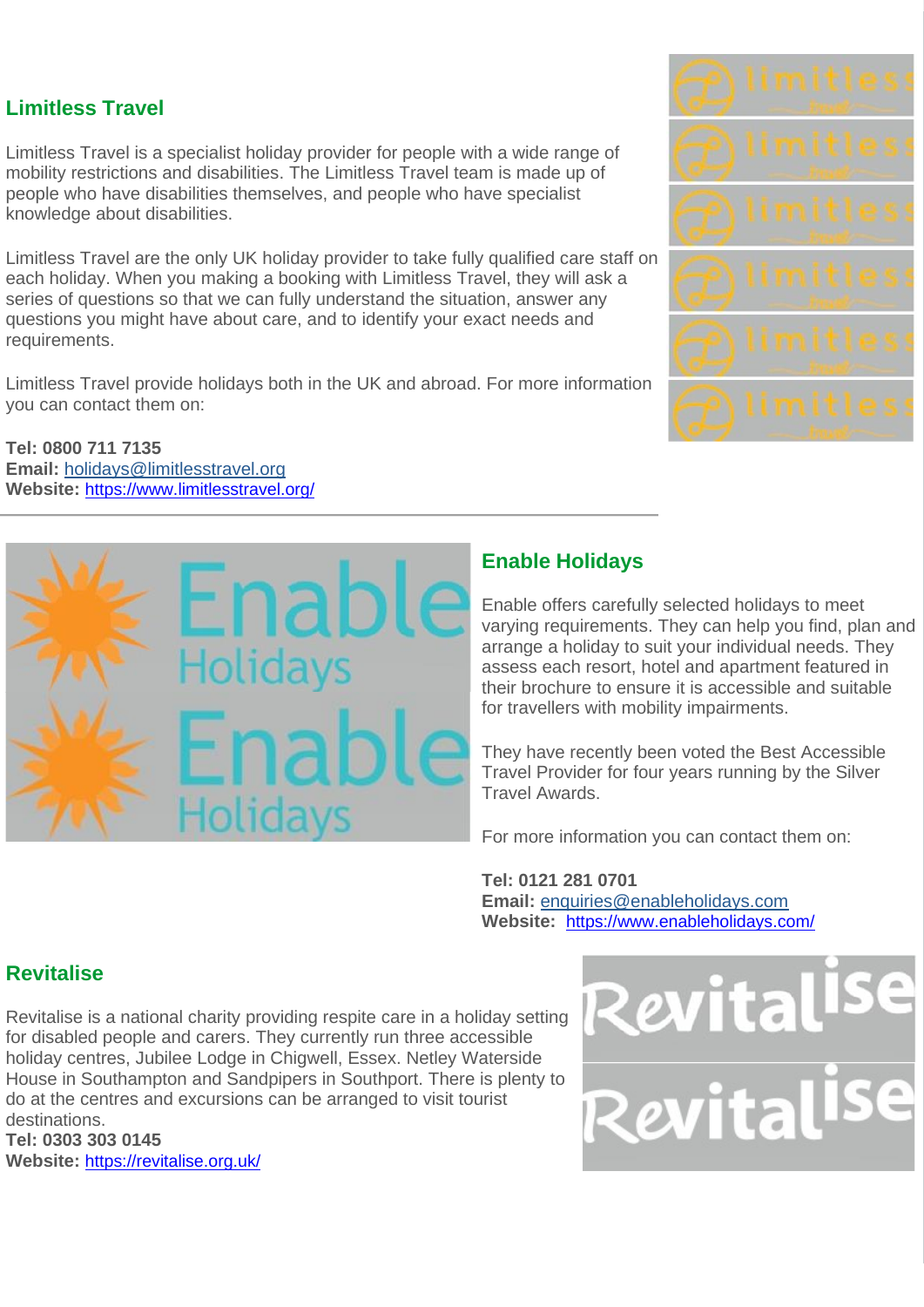## Limitless Travel

Limitless Travel is a specialist holiday provider for people with a wide range of mobility restrictions and disabilities. The Limitless Travel team is made up of people who have disabilities themselves, and people who have specialist knowledge about disabilities.

Limitless Travel are the only UK holiday provider to take fully qualified care staff on each holiday. When you making a booking with Limitless Travel, they will ask a series of questions so that we can fully understand the situation, answer any questions you might have about care, and to identify your exact needs and requirements.

Limitless Travel provide holidays both in the UK and abroad. For more information you can contact them on:

**Tel: 0800 711 7135**
**Email:** holidays@limitlesstravel.org
**Website:** https://www.limitlesstravel.org/

---

## Enable Holidays

Enable offers carefully selected holidays to meet varying requirements. They can help you find, plan and arrange a holiday to suit your individual needs. They assess each resort, hotel and apartment featured in their brochure to ensure it is accessible and suitable for travellers with mobility impairments.

They have recently been voted the Best Accessible Travel Provider for four years running by the Silver Travel Awards.

For more information you can contact them on:

**Tel: 0121 281 0701**
**Email:** enquiries@enableholidays.com
**Website:** https://www.enableholidays.com/

## Revitalise

Revitalise is a national charity providing respite care in a holiday setting for disabled people and carers. They currently run three accessible holiday centres, Jubilee Lodge in Chigwell, Essex. Netley Waterside House in Southampton and Sandpipers in Southport. There is plenty to do at the centres and excursions can be arranged to visit tourist destinations.
**Tel: 0303 303 0145**
**Website:** https://revitalise.org.uk/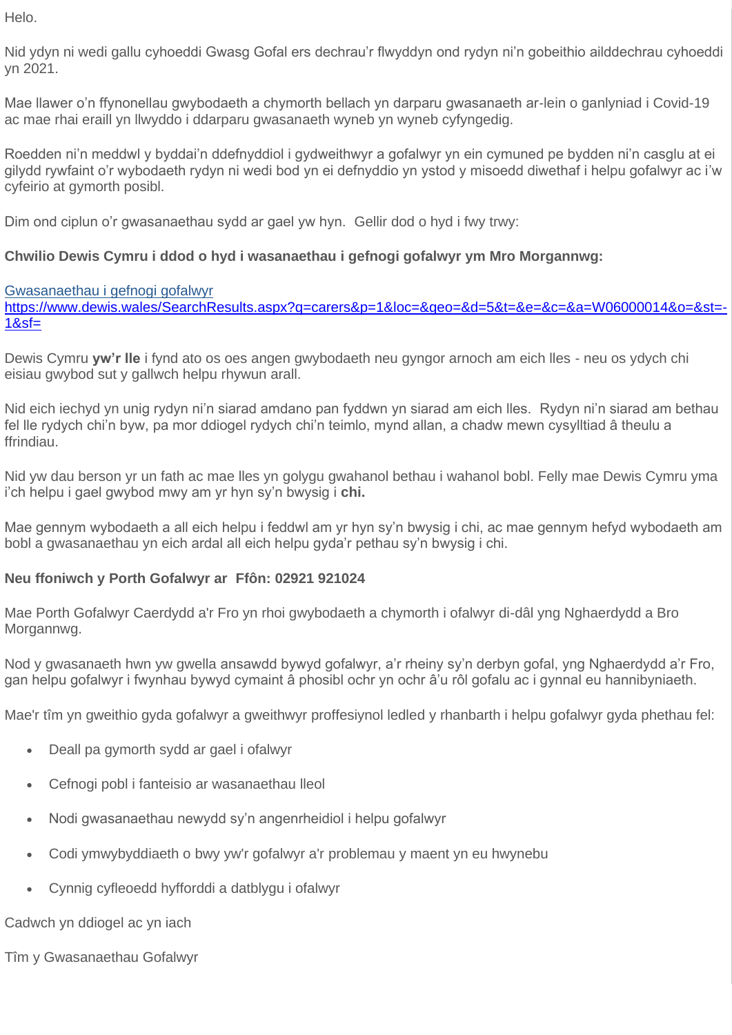Helo.

Nid ydyn ni wedi gallu cyhoeddi Gwasg Gofal ers dechrau'r flwyddyn ond rydyn ni'n gobeithio ailddechrau cyhoeddi yn 2021.

Mae llawer o'n ffynonellau gwybodaeth a chymorth bellach yn darparu gwasanaeth ar-lein o ganlyniad i Covid-19 ac mae rhai eraill yn llwyddo i ddarparu gwasanaeth wyneb yn wyneb cyfyngedig.

Roedden ni'n meddwl y byddai'n ddefnyddiol i gydweithwyr a gofalwyr yn ein cymuned pe bydden ni'n casglu at ei gilydd rywfaint o'r wybodaeth rydyn ni wedi bod yn ei defnyddio yn ystod y misoedd diwethaf i helpu gofalwyr ac i'w cyfeirio at gymorth posibl.

Dim ond ciplun o'r gwasanaethau sydd ar gael yw hyn. Gellir dod o hyd i fwy trwy:

**Chwilio Dewis Cymru i ddod o hyd i wasanaethau i gefnogi gofalwyr ym Mro Morgannwg:**

[Gwasanaethau i gefnogi gofalwyr](https://www.dewis.wales/SearchResults.aspx?q=carers&p=1&loc=&geo=&d=5&t=&e=&c=&a=W06000014&o=&st=-1&sf=)
https://www.dewis.wales/SearchResults.aspx?q=carers&p=1&loc=&geo=&d=5&t=&e=&c=&a=W06000014&o=&st=-1&sf=

Dewis Cymru **yw'r lle** i fynd ato os oes angen gwybodaeth neu gyngor arnoch am eich lles - neu os ydych chi eisiau gwybod sut y gallwch helpu rhywun arall.

Nid eich iechyd yn unig rydyn ni'n siarad amdano pan fyddwn yn siarad am eich lles. Rydyn ni'n siarad am bethau fel lle rydych chi'n byw, pa mor ddiogel rydych chi'n teimlo, mynd allan, a chadw mewn cysylltiad â theulu a ffrindiau.

Nid yw dau berson yr un fath ac mae lles yn golygu gwahanol bethau i wahanol bobl. Felly mae Dewis Cymru yma i'ch helpu i gael gwybod mwy am yr hyn sy'n bwysig i **chi.**

Mae gennym wybodaeth a all eich helpu i feddwl am yr hyn sy'n bwysig i chi, ac mae gennym hefyd wybodaeth am bobl a gwasanaethau yn eich ardal all eich helpu gyda'r pethau sy'n bwysig i chi.

**Neu ffoniwch y Porth Gofalwyr ar Ffôn: 02921 921024**

Mae Porth Gofalwyr Caerdydd a'r Fro yn rhoi gwybodaeth a chymorth i ofalwyr di-dâl yng Nghaerdydd a Bro Morgannwg.

Nod y gwasanaeth hwn yw gwella ansawdd bywyd gofalwyr, a'r rheiny sy'n derbyn gofal, yng Nghaerdydd a'r Fro, gan helpu gofalwyr i fwynhau bywyd cymaint â phosibl ochr yn ochr â'u rôl gofalu ac i gynnal eu hannibyniaeth.

Mae'r tîm yn gweithio gyda gofalwyr a gweithwyr proffesiynol ledled y rhanbarth i helpu gofalwyr gyda phethau fel:

- Deall pa gymorth sydd ar gael i ofalwyr
- Cefnogi pobl i fanteisio ar wasanaethau lleol
- Nodi gwasanaethau newydd sy'n angenrheidiol i helpu gofalwyr
- Codi ymwybyddiaeth o bwy yw'r gofalwyr a'r problemau y maent yn eu hwynebu
- Cynnig cyfleoedd hyfforddi a datblygu i ofalwyr

Cadwch yn ddiogel ac yn iach

Tîm y Gwasanaethau Gofalwyr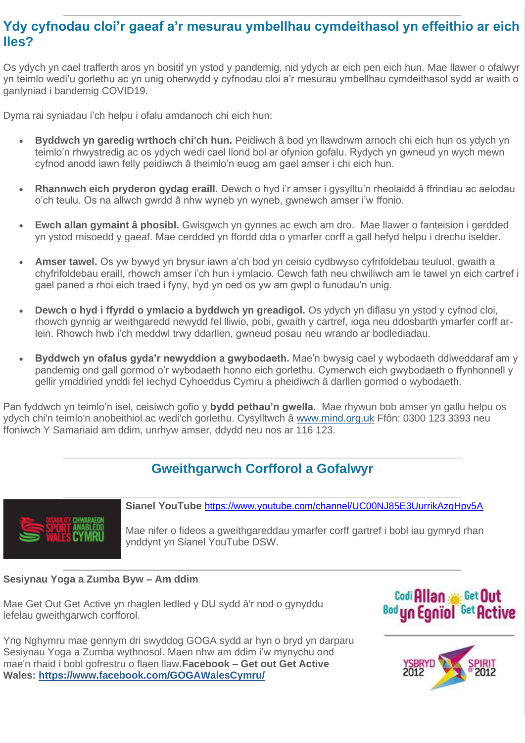## Ydy cyfnodau cloi'r gaeaf a'r mesurau ymbellhau cymdeithasol yn effeithio ar eich lles?

Os ydych yn cael trafferth aros yn bositif yn ystod y pandemig, nid ydych ar eich pen eich hun. Mae llawer o ofalwyr yn teimlo wedi'u gorlethu ac yn unig oherwydd y cyfnodau cloi a'r mesurau ymbellhau cymdeithasol sydd ar waith o ganlyniad i bandemig COVID19.

Dyma rai syniadau i'ch helpu i ofalu amdanoch chi eich hun:

- **Byddwch yn garedig wrthoch chi'ch hun.** Peidiwch â bod yn llawdrwm arnoch chi eich hun os ydych yn teimlo'n rhwystredig ac os ydych wedi cael llond bol ar ofynion gofalu. Rydych yn gwneud yn wych mewn cyfnod anodd iawn felly peidiwch â theimlo'n euog am gael amser i chi eich hun.
- **Rhannwch eich pryderon gydag eraill.** Dewch o hyd i'r amser i gysylltu'n rheolaidd â ffrindiau ac aelodau o'ch teulu. Os na allwch gwrdd â nhw wyneb yn wyneb, gwnewch amser i'w ffonio.
- **Ewch allan gymaint â phosibl.** Gwisgwch yn gynnes ac ewch am dro. Mae llawer o fanteision i gerdded yn ystod misoedd y gaeaf. Mae cerdded yn ffordd dda o ymarfer corff a gall hefyd helpu i drechu iselder.
- **Amser tawel.** Os yw bywyd yn brysur iawn a'ch bod yn ceisio cydbwyso cyfrifoldebau teuluol, gwaith a chyfrifoldebau eraill, rhowch amser i'ch hun i ymlacio. Cewch fath neu chwiliwch am le tawel yn eich cartref i gael paned a rhoi eich traed i fyny, hyd yn oed os yw am gwpl o funudau'n unig.
- **Dewch o hyd i ffyrdd o ymlacio a byddwch yn greadigol.** Os ydych yn diflasu yn ystod y cyfnod cloi, rhowch gynnig ar weithgaredd newydd fel lliwio, pobi, gwaith y cartref, ioga neu ddosbarth ymarfer corff ar-lein. Rhowch hwb i'ch meddwl trwy ddarllen, gwneud posau neu wrando ar bodlediadau.
- **Byddwch yn ofalus gyda'r newyddion a gwybodaeth.** Mae'n bwysig cael y wybodaeth ddiweddaraf am y pandemig ond gall gormod o'r wybodaeth honno eich gorlethu. Cymerwch eich gwybodaeth o ffynhonnell y gellir ymddiried ynddi fel Iechyd Cyhoeddus Cymru a pheidiwch â darllen gormod o wybodaeth.

Pan fyddwch yn teimlo'n isel, ceisiwch gofio y **bydd pethau'n gwella.** Mae rhywun bob amser yn gallu helpu os ydych chi'n teimlo'n anobeithiol ac wedi'ch gorlethu. Cysylltwch â www.mind.org.uk Ffôn: 0300 123 3393 neu ffoniwch Y Samariaid am ddim, unrhyw amser, ddydd neu nos ar 116 123.

## Gweithgarwch Corfforol a Gofalwyr

**Sianel YouTube** https://www.youtube.com/channel/UC00NJ85E3UurrikAzqHpv5A

Mae nifer o fideos a gweithgareddau ymarfer corff gartref i bobl iau gymryd rhan ynddynt yn Sianel YouTube DSW.

**Sesiynau Yoga a Zumba Byw – Am ddim**

Mae Get Out Get Active yn rhaglen ledled y DU sydd â'r nod o gynyddu lefelau gweithgarwch corfforol.

Yng Nghymru mae gennym dri swyddog GOGA sydd ar hyn o bryd yn darparu Sesiynau Yoga a Zumba wythnosol. Maen nhw am ddim i'w mynychu ond mae'n rhaid i bobl gofrestru o flaen llaw.**Facebook – Get out Get Active Wales: https://www.facebook.com/GOGAWalesCymru/**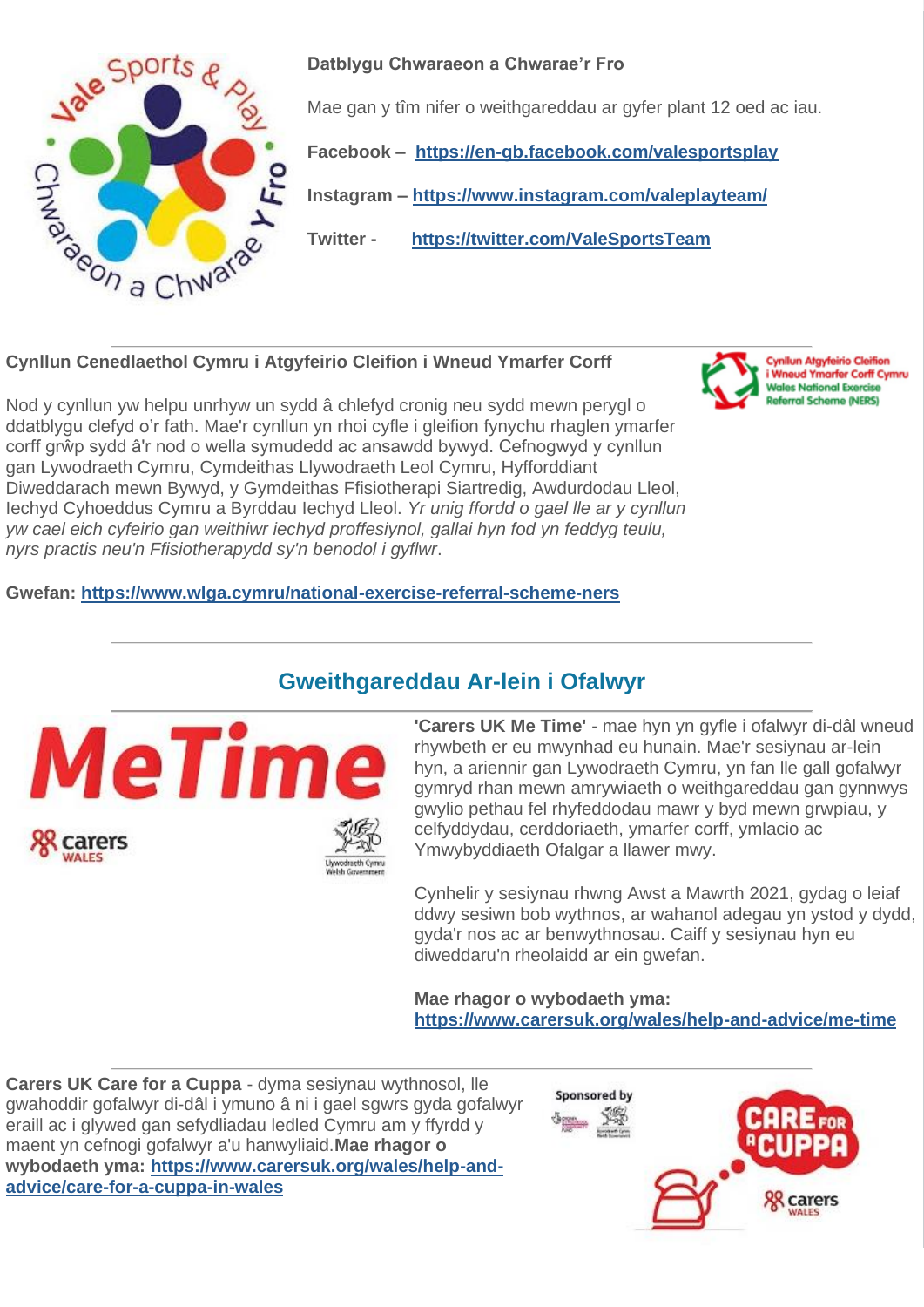**Datblygu Chwaraeon a Chwarae'r Fro**

Mae gan y tîm nifer o weithgareddau ar gyfer plant 12 oed ac iau.

**Facebook – https://en-gb.facebook.com/valesportsplay**

**Instagram – https://www.instagram.com/valeplayteam/**

**Twitter - https://twitter.com/ValeSportsTeam**

---

**Cynllun Cenedlaethol Cymru i Atgyfeirio Cleifion i Wneud Ymarfer Corff**

Nod y cynllun yw helpu unrhyw un sydd â chlefyd cronig neu sydd mewn perygl o ddatblygu clefyd o'r fath. Mae'r cynllun yn rhoi cyfle i gleifion fynychu rhaglen ymarfer corff grŵp sydd â'r nod o wella symudedd ac ansawdd bywyd. Cefnogwyd y cynllun gan Lywodraeth Cymru, Cymdeithas Llywodraeth Leol Cymru, Hyfforddiant Diweddarach mewn Bywyd, y Gymdeithas Ffisiotherapi Siartredig, Awdurdodau Lleol, Iechyd Cyhoeddus Cymru a Byrddau Iechyd Lleol. *Yr unig ffordd o gael lle ar y cynllun yw cael eich cyfeirio gan weithiwr iechyd proffesiynol, gallai hyn fod yn feddyg teulu, nyrs practis neu'n Ffisiotherapydd sy'n benodol i gyflwr.*

**Gwefan: https://www.wlga.cymru/national-exercise-referral-scheme-ners**

---

## Gweithgareddau Ar-lein i Ofalwyr

**'Carers UK Me Time'** - mae hyn yn gyfle i ofalwyr di-dâl wneud rhywbeth er eu mwynhad eu hunain. Mae'r sesiynau ar-lein hyn, a ariennir gan Lywodraeth Cymru, yn fan lle gall gofalwyr gymryd rhan mewn amrywiaeth o weithgareddau gan gynnwys gwylio pethau fel rhyfeddodau mawr y byd mewn grwpiau, y celfyddydau, cerddoriaeth, ymarfer corff, ymlacio ac Ymwybyddiaeth Ofalgar a llawer mwy.

Cynhelir y sesiynau rhwng Awst a Mawrth 2021, gydag o leiaf ddwy sesiwn bob wythnos, ar wahanol adegau yn ystod y dydd, gyda'r nos ac ar benwythnosau. Caiff y sesiynau hyn eu diweddaru'n rheolaidd ar ein gwefan.

**Mae rhagor o wybodaeth yma:**
**https://www.carersuk.org/wales/help-and-advice/me-time**

---

**Carers UK Care for a Cuppa** - dyma sesiynau wythnosol, lle gwahoddir gofalwyr di-dâl i ymuno â ni i gael sgwrs gyda gofalwyr eraill ac i glywed gan sefydliadau ledled Cymru am y ffyrdd y maent yn cefnogi gofalwyr a'u hanwyliaid.**Mae rhagor o wybodaeth yma: https://www.carersuk.org/wales/help-and-advice/care-for-a-cuppa-in-wales**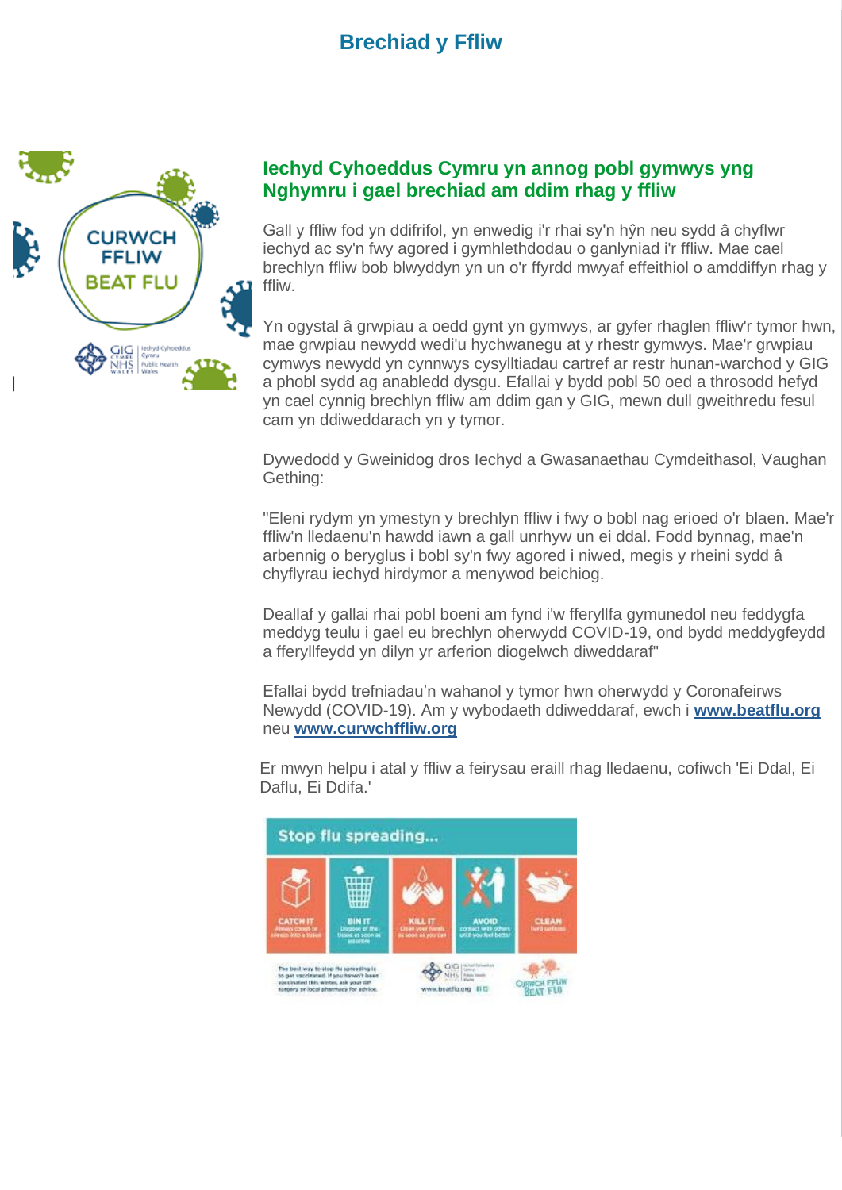# Brechiad y Ffliw

## Iechyd Cyhoeddus Cymru yn annog pobl gymwys yng Nghymru i gael brechiad am ddim rhag y ffliw

Gall y ffliw fod yn ddifrifol, yn enwedig i'r rhai sy'n hŷn neu sydd â chyflwr iechyd ac sy'n fwy agored i gymhlethdodau o ganlyniad i'r ffliw. Mae cael brechlyn ffliw bob blwyddyn yn un o'r ffyrdd mwyaf effeithiol o amddiffyn rhag y ffliw.

Yn ogystal â grwpiau a oedd gynt yn gymwys, ar gyfer rhaglen ffliw'r tymor hwn, mae grwpiau newydd wedi'u hychwanegu at y rhestr gymwys. Mae'r grwpiau cymwys newydd yn cynnwys cysylltiadau cartref ar restr hunan-warchod y GIG a phobl sydd ag anabledd dysgu. Efallai y bydd pobl 50 oed a throsodd hefyd yn cael cynnig brechlyn ffliw am ddim gan y GIG, mewn dull gweithredu fesul cam yn ddiweddarach yn y tymor.

Dywedodd y Gweinidog dros Iechyd a Gwasanaethau Cymdeithasol, Vaughan Gething:

"Eleni rydym yn ymestyn y brechlyn ffliw i fwy o bobl nag erioed o'r blaen. Mae'r ffliw'n lledaenu'n hawdd iawn a gall unrhyw un ei ddal. Fodd bynnag, mae'n arbennig o beryglus i bobl sy'n fwy agored i niwed, megis y rheini sydd â chyflyrau iechyd hirdymor a menywod beichiog.

Deallaf y gallai rhai pobl boeni am fynd i'w fferyllfa gymunedol neu feddygfa meddyg teulu i gael eu brechlyn oherwydd COVID-19, ond bydd meddygfeydd a fferyllfeydd yn dilyn yr arferion diogelwch diweddaraf"

Efallai bydd trefniadau'n wahanol y tymor hwn oherwydd y Coronafeirws Newydd (COVID-19). Am y wybodaeth ddiweddaraf, ewch i **www.beatflu.org** neu **www.curwchffliw.org**

Er mwyn helpu i atal y ffliw a feirysau eraill rhag lledaenu, cofiwch 'Ei Ddal, Ei Daflu, Ei Ddifa.'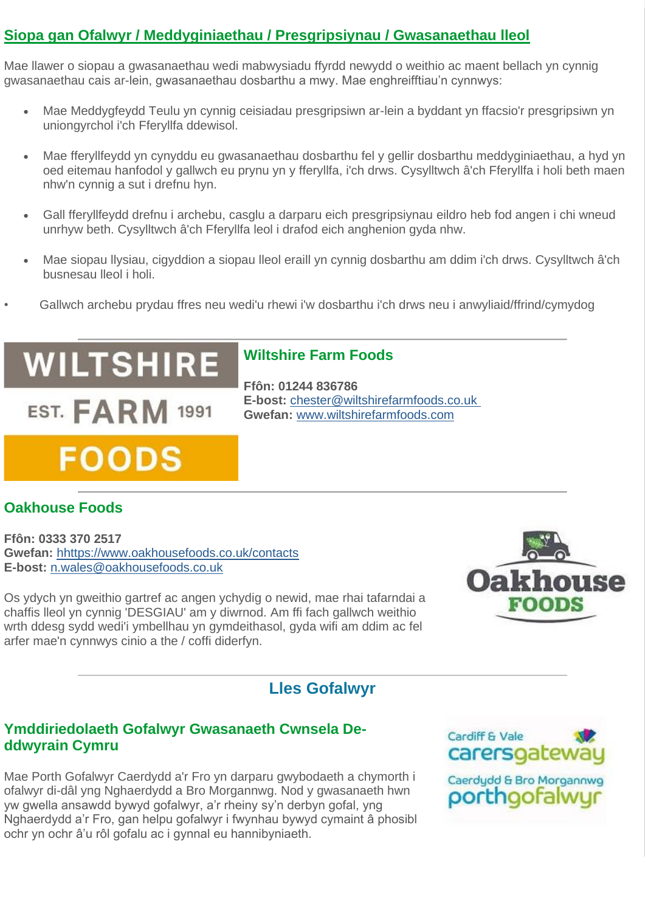## Siopa gan Ofalwyr / Meddyginiaethau / Presgripsiynau / Gwasanaethau lleol

Mae llawer o siopau a gwasanaethau wedi mabwysiadu ffyrdd newydd o weithio ac maent bellach yn cynnig gwasanaethau cais ar-lein, gwasanaethau dosbarthu a mwy. Mae enghreifftiau'n cynnwys:

- Mae Meddygfeydd Teulu yn cynnig ceisiadau presgripsiwn ar-lein a byddant yn ffacsio'r presgripsiwn yn uniongyrchol i'ch Fferyllfa ddewisol.
- Mae fferyllfeydd yn cynyddu eu gwasanaethau dosbarthu fel y gellir dosbarthu meddyginiaethau, a hyd yn oed eitemau hanfodol y gallwch eu prynu yn y fferyllfa, i'ch drws. Cysylltwch â'ch Fferyllfa i holi beth maen nhw'n cynnig a sut i drefnu hyn.
- Gall fferyllfeydd drefnu i archebu, casglu a darparu eich presgripsiynau eildro heb fod angen i chi wneud unrhyw beth. Cysylltwch â'ch Fferyllfa leol i drafod eich anghenion gyda nhw.
- Mae siopau llysiau, cigyddion a siopau lleol eraill yn cynnig dosbarthu am ddim i'ch drws. Cysylltwch â'ch busnesau lleol i holi.
- Gallwch archebu prydau ffres neu wedi'u rhewi i'w dosbarthu i'ch drws neu i anwyliaid/ffrind/cymydog

---

### Wiltshire Farm Foods

**Ffôn: 01244 836786**
**E-bost:** chester@wiltshirefarmfoods.co.uk
**Gwefan:** www.wiltshirefarmfoods.com

---

### Oakhouse Foods

**Ffôn: 0333 370 2517**
**Gwefan:** hhttps://www.oakhousefoods.co.uk/contacts
**E-bost:** n.wales@oakhousefoods.co.uk

Os ydych yn gweithio gartref ac angen ychydig o newid, mae rhai tafarndai a chaffis lleol yn cynnig 'DESGIAU' am y diwrnod. Am ffi fach gallwch weithio wrth ddesg sydd wedi'i ymbellhau yn gymdeithasol, gyda wifi am ddim ac fel arfer mae'n cynnwys cinio a the / coffi diderfyn.

---

## Lles Gofalwyr

### Ymddiriedolaeth Gofalwyr Gwasanaeth Cwnsela De-ddwyrain Cymru

Mae Porth Gofalwyr Caerdydd a'r Fro yn darparu gwybodaeth a chymorth i ofalwyr di-dâl yng Nghaerdydd a Bro Morgannwg. Nod y gwasanaeth hwn yw gwella ansawdd bywyd gofalwyr, a'r rheiny sy'n derbyn gofal, yng Nghaerdydd a'r Fro, gan helpu gofalwyr i fwynhau bywyd cymaint â phosibl ochr yn ochr â'u rôl gofalu ac i gynnal eu hannibyniaeth.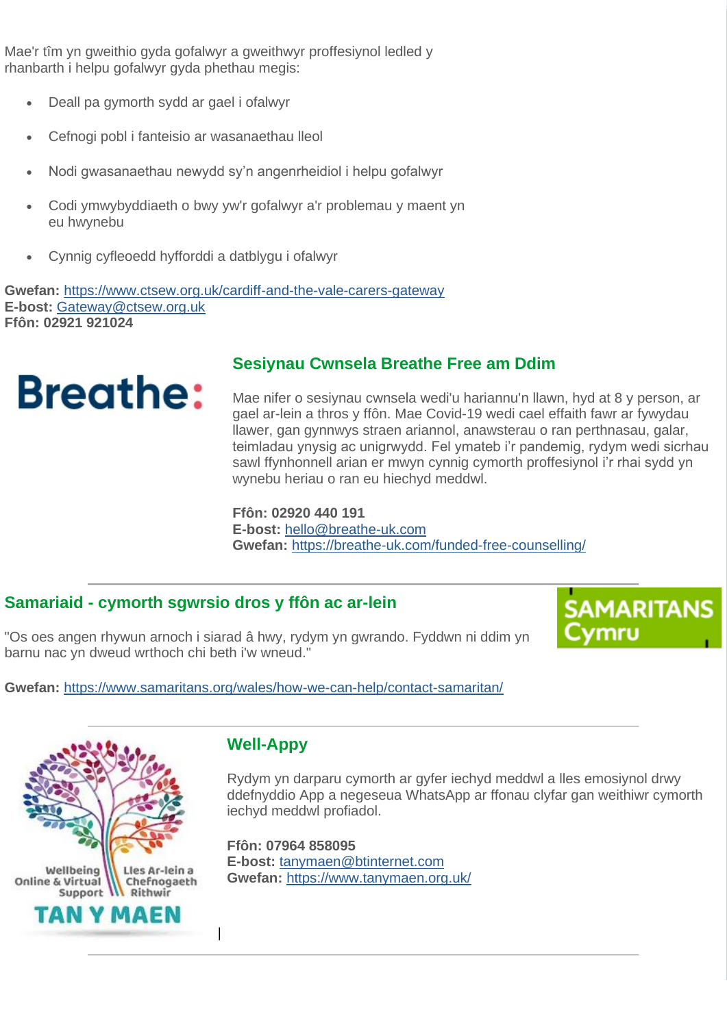Mae'r tîm yn gweithio gyda gofalwyr a gweithwyr proffesiynol ledled y rhanbarth i helpu gofalwyr gyda phethau megis:

- Deall pa gymorth sydd ar gael i ofalwyr
- Cefnogi pobl i fanteisio ar wasanaethau lleol
- Nodi gwasanaethau newydd sy'n angenrheidiol i helpu gofalwyr
- Codi ymwybyddiaeth o bwy yw'r gofalwyr a'r problemau y maent yn eu hwynebu
- Cynnig cyfleoedd hyfforddi a datblygu i ofalwyr

**Gwefan:** https://www.ctsew.org.uk/cardiff-and-the-vale-carers-gateway
**E-bost:** Gateway@ctsew.org.uk
**Ffôn: 02921 921024**

## Sesiynau Cwnsela Breathe Free am Ddim

Mae nifer o sesiynau cwnsela wedi'u hariannu'n llawn, hyd at 8 y person, ar gael ar-lein a thros y ffôn. Mae Covid-19 wedi cael effaith fawr ar fywydau llawer, gan gynnwys straen ariannol, anawsterau o ran perthnasau, galar, teimladau ynysig ac unigrwydd. Fel ymateb i'r pandemig, rydym wedi sicrhau sawl ffynhonnell arian er mwyn cynnig cymorth proffesiynol i'r rhai sydd yn wynebu heriau o ran eu hiechyd meddwl.

**Ffôn: 02920 440 191**
**E-bost:** hello@breathe-uk.com
**Gwefan:** https://breathe-uk.com/funded-free-counselling/

## Samariaid - cymorth sgwrsio dros y ffôn ac ar-lein

"Os oes angen rhywun arnoch i siarad â hwy, rydym yn gwrando. Fyddwn ni ddim yn barnu nac yn dweud wrthoch chi beth i'w wneud."

**Gwefan:** https://www.samaritans.org/wales/how-we-can-help/contact-samaritan/

## Well-Appy

Rydym yn darparu cymorth ar gyfer iechyd meddwl a lles emosiynol drwy ddefnyddio App a negeseua WhatsApp ar ffonau clyfar gan weithiwr cymorth iechyd meddwl profiadol.

**Ffôn: 07964 858095**
**E-bost:** tanymaen@btinternet.com
**Gwefan:** https://www.tanymaen.org.uk/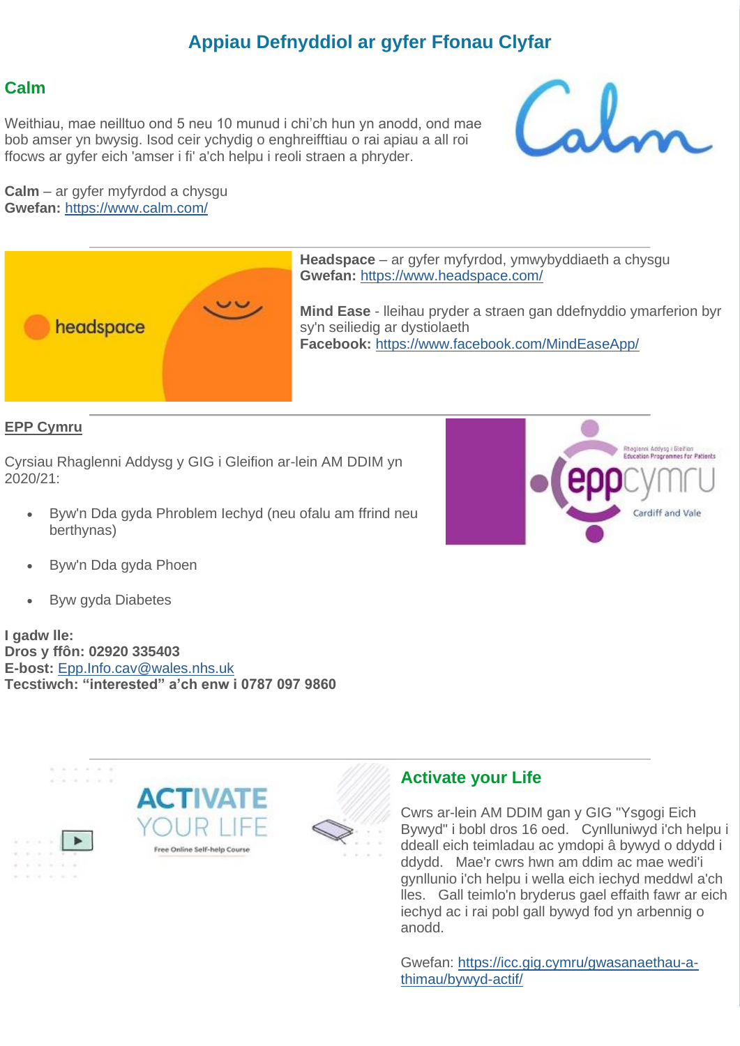# Appiau Defnyddiol ar gyfer Ffonau Clyfar

## Calm

Weithiau, mae neilltuo ond 5 neu 10 munud i chi'ch hun yn anodd, ond mae bob amser yn bwysig. Isod ceir ychydig o enghreifftiau o rai apiau a all roi ffocws ar gyfer eich 'amser i fi' a'ch helpu i reoli straen a phryder.

**Calm** – ar gyfer myfyrdod a chysgu
**Gwefan:** https://www.calm.com/

---

**Headspace** – ar gyfer myfyrdod, ymwybyddiaeth a chysgu
**Gwefan:** https://www.headspace.com/

**Mind Ease** - lleihau pryder a straen gan ddefnyddio ymarferion byr sy'n seiliedig ar dystiolaeth
**Facebook:** https://www.facebook.com/MindEaseApp/

---

## EPP Cymru

Cyrsiau Rhaglenni Addysg y GIG i Gleifion ar-lein AM DDIM yn 2020/21:

- Byw'n Dda gyda Phroblem Iechyd (neu ofalu am ffrind neu berthynas)
- Byw'n Dda gyda Phoen
- Byw gyda Diabetes

**I gadw lle:**
**Dros y ffôn: 02920 335403**
**E-bost:** Epp.Info.cav@wales.nhs.uk
**Tecstiwch: "interested" a'ch enw i 0787 097 9860**

---

## Activate your Life

Cwrs ar-lein AM DDIM gan y GIG "Ysgogi Eich Bywyd" i bobl dros 16 oed. Cynlluniwyd i'ch helpu i ddeall eich teimladau ac ymdopi â bywyd o ddydd i ddydd. Mae'r cwrs hwn am ddim ac mae wedi'i gynllunio i'ch helpu i wella eich iechyd meddwl a'ch lles. Gall teimlo'n bryderus gael effaith fawr ar eich iechyd ac i rai pobl gall bywyd fod yn arbennig o anodd.

Gwefan: https://icc.gig.cymru/gwasanaethau-a-thimau/bywyd-actif/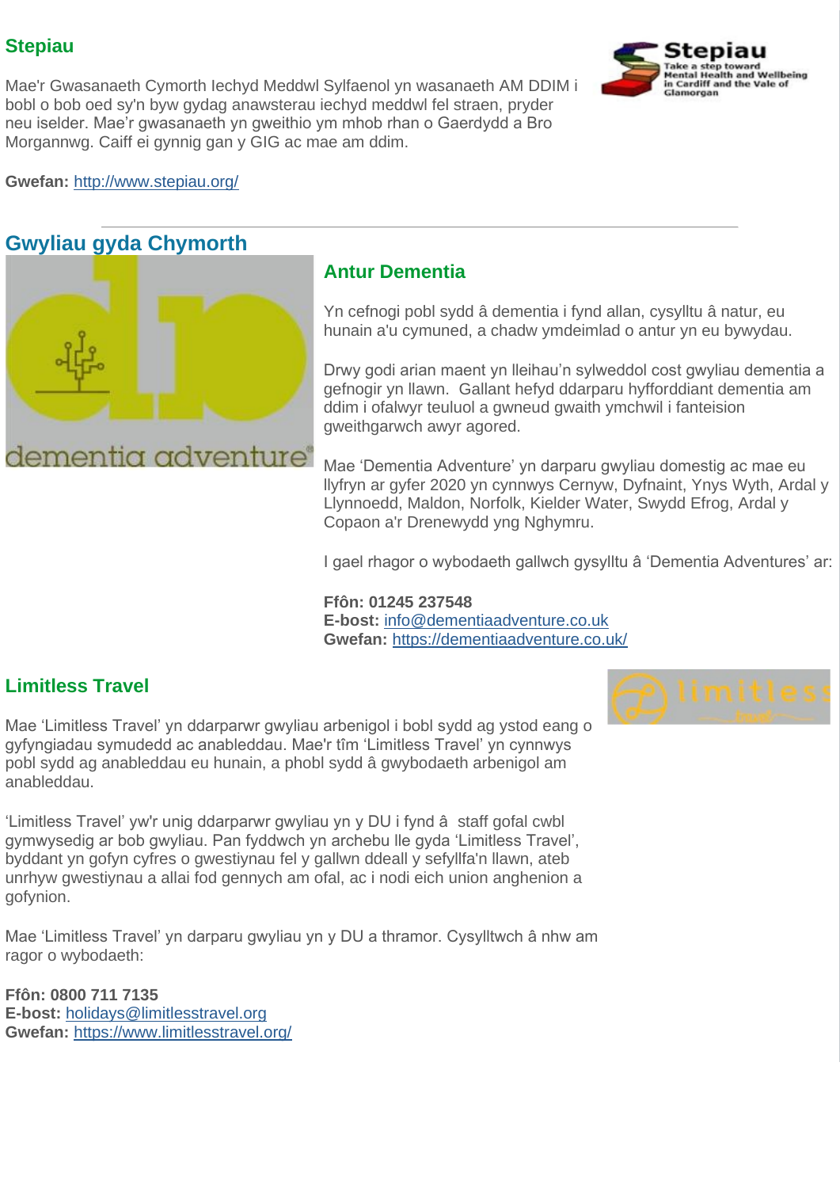## Stepiau

Mae'r Gwasanaeth Cymorth Iechyd Meddwl Sylfaenol yn wasanaeth AM DDIM i bobl o bob oed sy'n byw gydag anawsterau iechyd meddwl fel straen, pryder neu iselder. Mae'r gwasanaeth yn gweithio ym mhob rhan o Gaerdydd a Bro Morgannwg. Caiff ei gynnig gan y GIG ac mae am ddim.

**Gwefan:** http://www.stepiau.org/

---

# Gwyliau gyda Chymorth

## Antur Dementia

Yn cefnogi pobl sydd â dementia i fynd allan, cysylltu â natur, eu hunain a'u cymuned, a chadw ymdeimlad o antur yn eu bywydau.

Drwy godi arian maent yn lleihau'n sylweddol cost gwyliau dementia a gefnogir yn llawn. Gallant hefyd ddarparu hyfforddiant dementia am ddim i ofalwyr teuluol a gwneud gwaith ymchwil i fanteision gweithgarwch awyr agored.

Mae 'Dementia Adventure' yn darparu gwyliau domestig ac mae eu llyfryn ar gyfer 2020 yn cynnwys Cernyw, Dyfnaint, Ynys Wyth, Ardal y Llynnoedd, Maldon, Norfolk, Kielder Water, Swydd Efrog, Ardal y Copaon a'r Drenewydd yng Nghymru.

I gael rhagor o wybodaeth gallwch gysylltu â 'Dementia Adventures' ar:

**Ffôn: 01245 237548**
**E-bost:** info@dementiaadventure.co.uk
**Gwefan:** https://dementiaadventure.co.uk/

## Limitless Travel

Mae 'Limitless Travel' yn ddarparwr gwyliau arbenigol i bobl sydd ag ystod eang o gyfyngiadau symudedd ac anableddau. Mae'r tîm 'Limitless Travel' yn cynnwys pobl sydd ag anableddau eu hunain, a phobl sydd â gwybodaeth arbenigol am anableddau.

'Limitless Travel' yw'r unig ddarparwr gwyliau yn y DU i fynd â staff gofal cwbl gymwysedig ar bob gwyliau. Pan fyddwch yn archebu lle gyda 'Limitless Travel', byddant yn gofyn cyfres o gwestiynau fel y gallwn ddeall y sefyllfa'n llawn, ateb unrhyw gwestiynau a allai fod gennych am ofal, ac i nodi eich union anghenion a gofynion.

Mae 'Limitless Travel' yn darparu gwyliau yn y DU a thramor. Cysylltwch â nhw am ragor o wybodaeth:

**Ffôn: 0800 711 7135**
**E-bost:** holidays@limitlesstravel.org
**Gwefan:** https://www.limitlesstravel.org/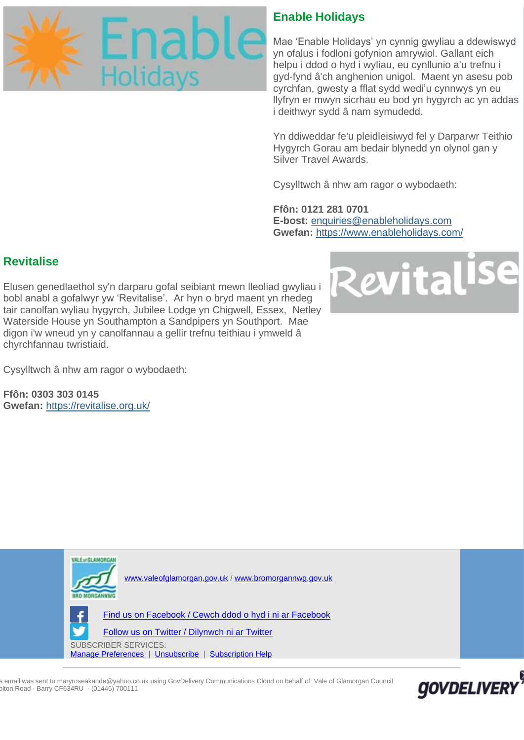## Enable Holidays

Mae 'Enable Holidays' yn cynnig gwyliau a ddewiswyd yn ofalus i fodloni gofynion amrywiol. Gallant eich helpu i ddod o hyd i wyliau, eu cynllunio a'u trefnu i gyd-fynd â'ch anghenion unigol. Maent yn asesu pob cyrchfan, gwesty a fflat sydd wedi'u cynnwys yn eu llyfryn er mwyn sicrhau eu bod yn hygyrch ac yn addas i deithwyr sydd â nam symudedd.

Yn ddiweddar fe'u pleidleisiwyd fel y Darparwr Teithio Hygyrch Gorau am bedair blynedd yn olynol gan y Silver Travel Awards.

Cysylltwch â nhw am ragor o wybodaeth:

**Ffôn: 0121 281 0701**
**E-bost:** enquiries@enableholidays.com
**Gwefan:** https://www.enableholidays.com/

## Revitalise

Elusen genedlaethol sy'n darparu gofal seibiant mewn lleoliad gwyliau i bobl anabl a gofalwyr yw 'Revitalise'. Ar hyn o bryd maent yn rhedeg tair canolfan wyliau hygyrch, Jubilee Lodge yn Chigwell, Essex, Netley Waterside House yn Southampton a Sandpipers yn Southport. Mae digon i'w wneud yn y canolfannau a gellir trefnu teithiau i ymweld â chyrchfannau twristiaid.

Cysylltwch â nhw am ragor o wybodaeth:

**Ffôn: 0303 303 0145**
**Gwefan:** https://revitalise.org.uk/

www.valeofglamorgan.gov.uk / www.bromorgannwg.gov.uk

Find us on Facebook / Cewch ddod o hyd i ni ar Facebook

Follow us on Twitter / Dilynwch ni ar Twitter

SUBSCRIBER SERVICES:
Manage Preferences | Unsubscribe | Subscription Help

s email was sent to maryroseakande@yahoo.co.uk using GovDelivery Communications Cloud on behalf of: Vale of Glamorgan Council
olton Road · Barry CF634RU · (01446) 700111